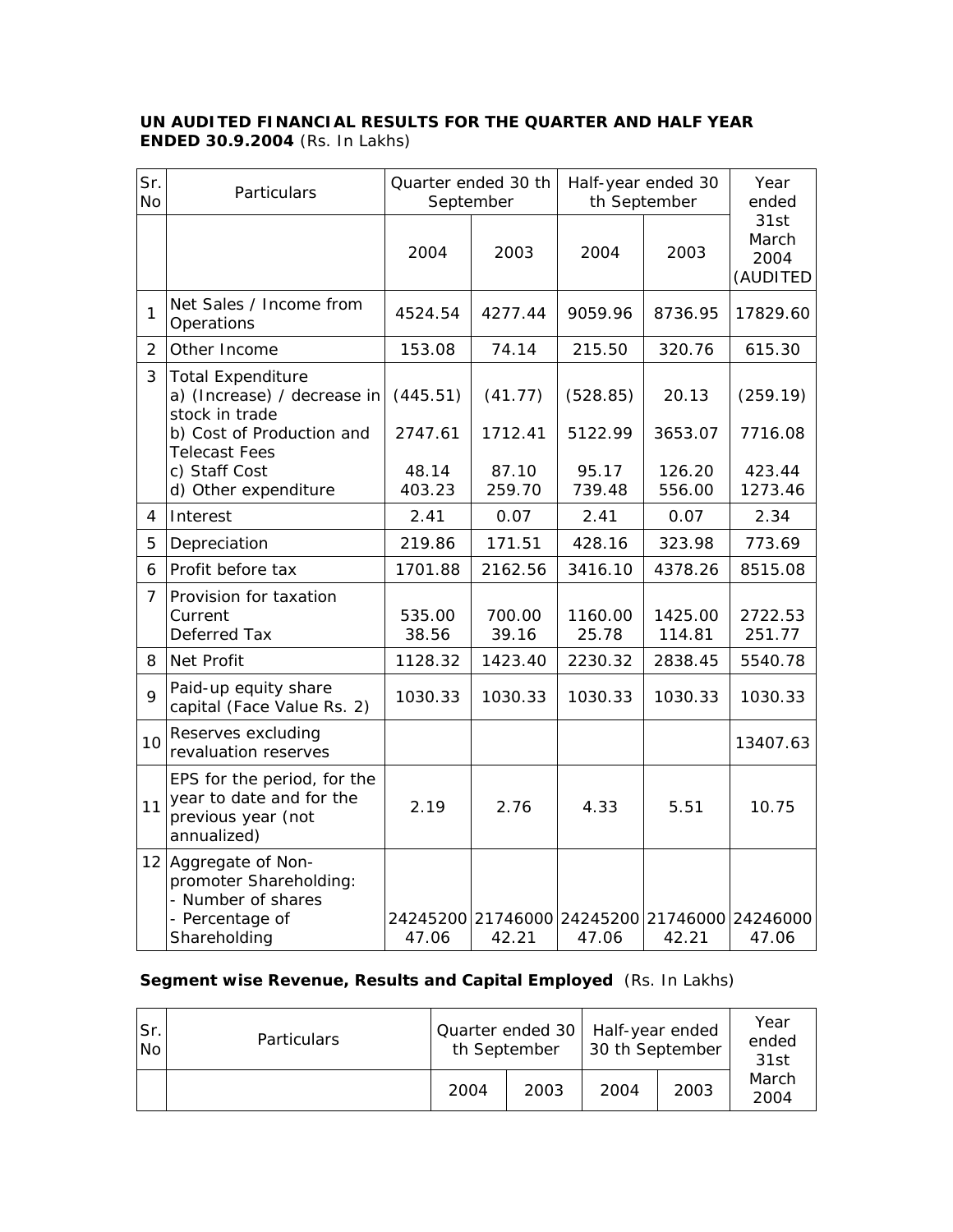**UN AUDITED FINANCIAL RESULTS FOR THE QUARTER AND HALF YEAR ENDED 30.9.2004** (Rs. In Lakhs)

| Sr. No | Particulars | Quarter ended 30 th September | | Half-year ended 30 th September | | Year ended 31st March 2004 (AUDITED |
|---|---|---|---|---|---|---|
| | | 2004 | 2003 | 2004 | 2003 | |
| 1 | Net Sales / Income from Operations | 4524.54 | 4277.44 | 9059.96 | 8736.95 | 17829.60 |
| 2 | Other Income | 153.08 | 74.14 | 215.50 | 320.76 | 615.30 |
| 3 | Total Expenditure<br>a) (Increase) / decrease in stock in trade<br>b) Cost of Production and Telecast Fees<br>c) Staff Cost<br>d) Other expenditure | (445.51)<br>2747.61<br>48.14<br>403.23 | (41.77)<br>1712.41<br>87.10<br>259.70 | (528.85)<br>5122.99<br>95.17<br>739.48 | 20.13<br>3653.07<br>126.20<br>556.00 | (259.19)<br>7716.08<br>423.44<br>1273.46 |
| 4 | Interest | 2.41 | 0.07 | 2.41 | 0.07 | 2.34 |
| 5 | Depreciation | 219.86 | 171.51 | 428.16 | 323.98 | 773.69 |
| 6 | Profit before tax | 1701.88 | 2162.56 | 3416.10 | 4378.26 | 8515.08 |
| 7 | Provision for taxation<br>Current<br>Deferred Tax | 535.00<br>38.56 | 700.00<br>39.16 | 1160.00<br>25.78 | 1425.00<br>114.81 | 2722.53<br>251.77 |
| 8 | Net Profit | 1128.32 | 1423.40 | 2230.32 | 2838.45 | 5540.78 |
| 9 | Paid-up equity share capital (Face Value Rs. 2) | 1030.33 | 1030.33 | 1030.33 | 1030.33 | 1030.33 |
| 10 | Reserves excluding revaluation reserves | | | | | 13407.63 |
| 11 | EPS for the period, for the year to date and for the previous year (not annualized) | 2.19 | 2.76 | 4.33 | 5.51 | 10.75 |
| 12 | Aggregate of Non-promoter Shareholding:<br>- Number of shares<br>- Percentage of Shareholding | 24245200<br>47.06 | 21746000<br>42.21 | 24245200<br>47.06 | 21746000<br>42.21 | 24246000<br>47.06 |

**Segment wise Revenue, Results and Capital Employed** (Rs. In Lakhs)

| Sr. No | Particulars | Quarter ended 30 th September | | Half-year ended 30 th September | | Year ended 31st March 2004 |
|---|---|---|---|---|---|---|
| | | 2004 | 2003 | 2004 | 2003 | |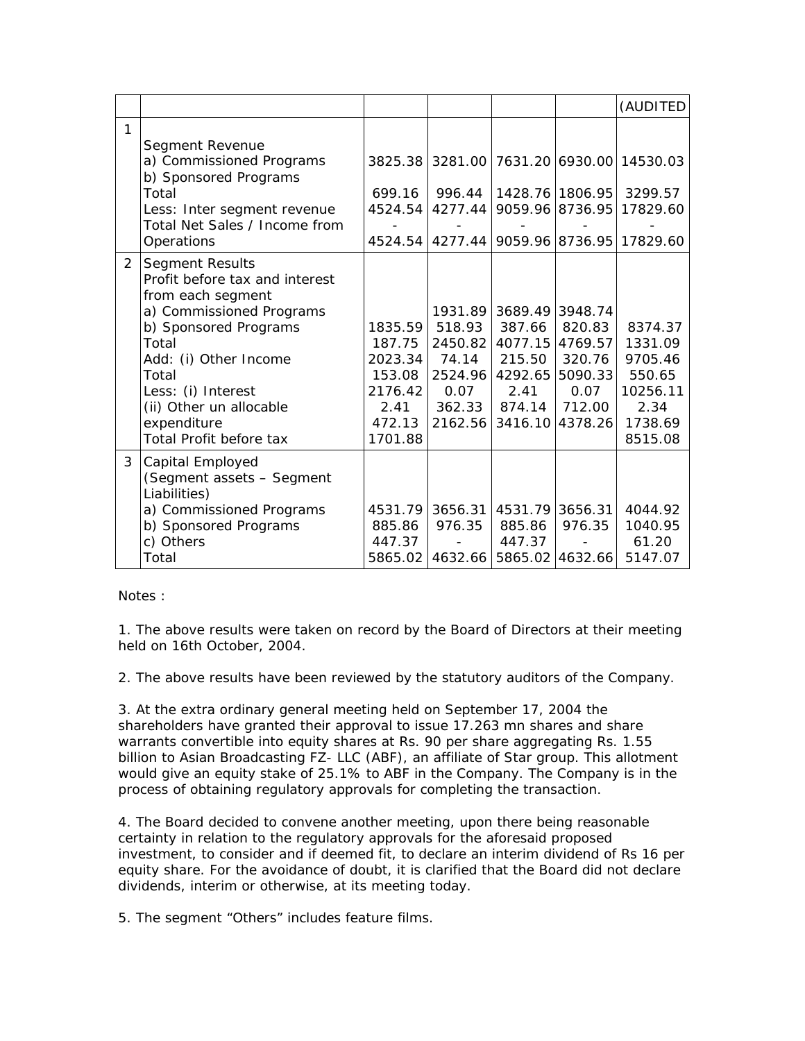| | | | | | | (AUDITED |
|---|---|---|---|---|---|---|
| 1 | Segment Revenue | | | | | |
| | a) Commissioned Programs | 3825.38 | 3281.00 | 7631.20 | 6930.00 | 14530.03 |
| | b) Sponsored Programs | | | | | |
| | Total | 699.16 | 996.44 | 1428.76 | 1806.95 | 3299.57 |
| | Less: Inter segment revenue | 4524.54 | 4277.44 | 9059.96 | 8736.95 | 17829.60 |
| | Total Net Sales / Income from | - | - | - | - | - |
| | Operations | 4524.54 | 4277.44 | 9059.96 | 8736.95 | 17829.60 |
| 2 | Segment Results | | | | | |
| | Profit before tax and interest | | | | | |
| | from each segment | | | | | |
| | a) Commissioned Programs | | 1931.89 | 3689.49 | 3948.74 | |
| | b) Sponsored Programs | 1835.59 | 518.93 | 387.66 | 820.83 | 8374.37 |
| | Total | 187.75 | 2450.82 | 4077.15 | 4769.57 | 1331.09 |
| | Add: (i) Other Income | 2023.34 | 74.14 | 215.50 | 320.76 | 9705.46 |
| | Total | 153.08 | 2524.96 | 4292.65 | 5090.33 | 550.65 |
| | Less: (i) Interest | 2176.42 | 0.07 | 2.41 | 0.07 | 10256.11 |
| | (ii) Other un allocable | 2.41 | 362.33 | 874.14 | 712.00 | 2.34 |
| | expenditure | 472.13 | 2162.56 | 3416.10 | 4378.26 | 1738.69 |
| | Total Profit before tax | 1701.88 | | | | 8515.08 |
| 3 | Capital Employed | | | | | |
| | (Segment assets – Segment Liabilities) | | | | | |
| | a) Commissioned Programs | 4531.79 | 3656.31 | 4531.79 | 3656.31 | 4044.92 |
| | b) Sponsored Programs | 885.86 | 976.35 | 885.86 | 976.35 | 1040.95 |
| | c) Others | 447.37 | - | 447.37 | - | 61.20 |
| | Total | 5865.02 | 4632.66 | 5865.02 | 4632.66 | 5147.07 |

Notes :

1. The above results were taken on record by the Board of Directors at their meeting held on 16th October, 2004.

2. The above results have been reviewed by the statutory auditors of the Company.

3. At the extra ordinary general meeting held on September 17, 2004 the shareholders have granted their approval to issue 17.263 mn shares and share warrants convertible into equity shares at Rs. 90 per share aggregating Rs. 1.55 billion to Asian Broadcasting FZ- LLC (ABF), an affiliate of Star group. This allotment would give an equity stake of 25.1% to ABF in the Company. The Company is in the process of obtaining regulatory approvals for completing the transaction.

4. The Board decided to convene another meeting, upon there being reasonable certainty in relation to the regulatory approvals for the aforesaid proposed investment, to consider and if deemed fit, to declare an interim dividend of Rs 16 per equity share. For the avoidance of doubt, it is clarified that the Board did not declare dividends, interim or otherwise, at its meeting today.

5. The segment "Others" includes feature films.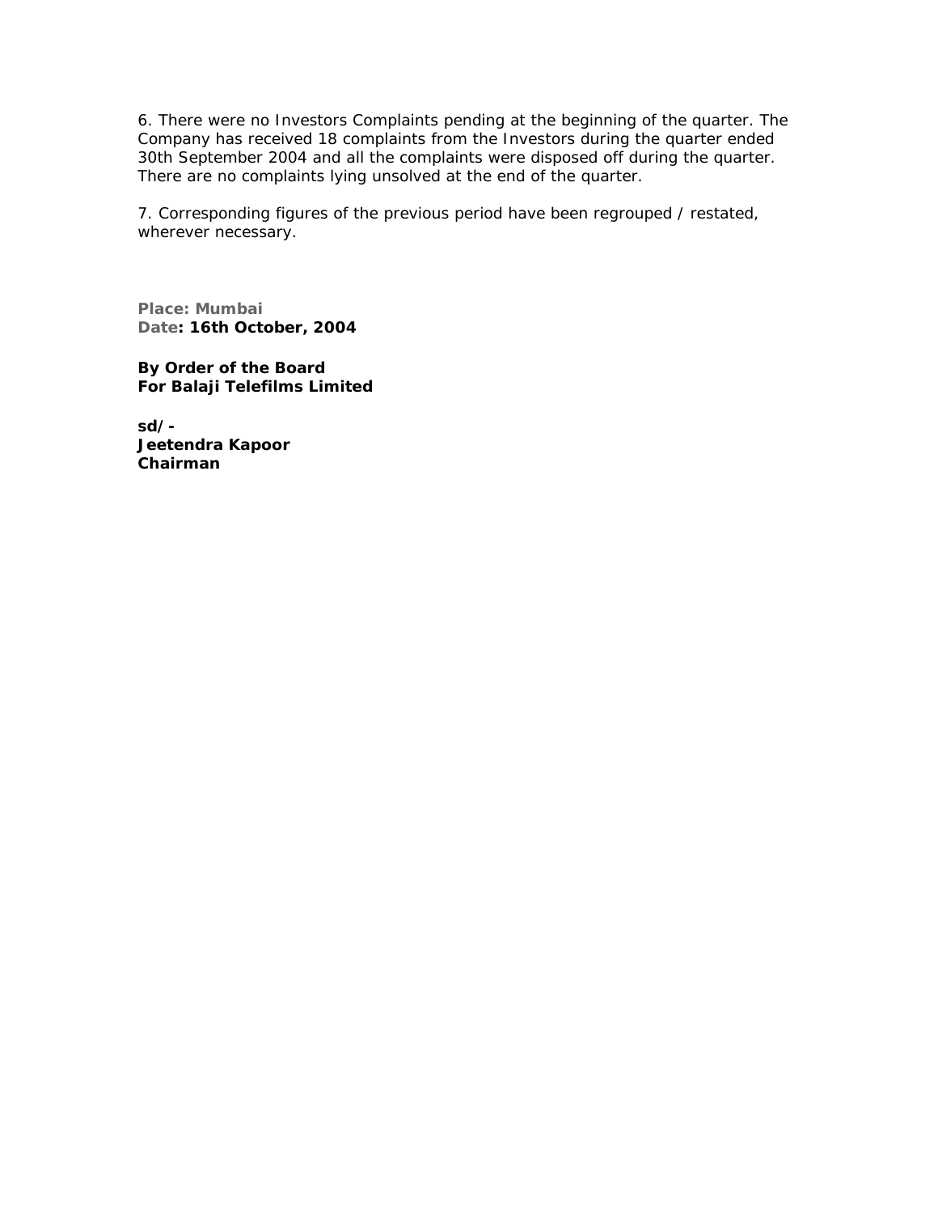6. There were no Investors Complaints pending at the beginning of the quarter. The Company has received 18 complaints from the Investors during the quarter ended 30th September 2004 and all the complaints were disposed off during the quarter. There are no complaints lying unsolved at the end of the quarter.

7. Corresponding figures of the previous period have been regrouped / restated, wherever necessary.

**Place: Mumbai**
**Date: 16th October, 2004**

**By Order of the Board**
**For Balaji Telefilms Limited**

**sd/-**
**Jeetendra Kapoor**
**Chairman**